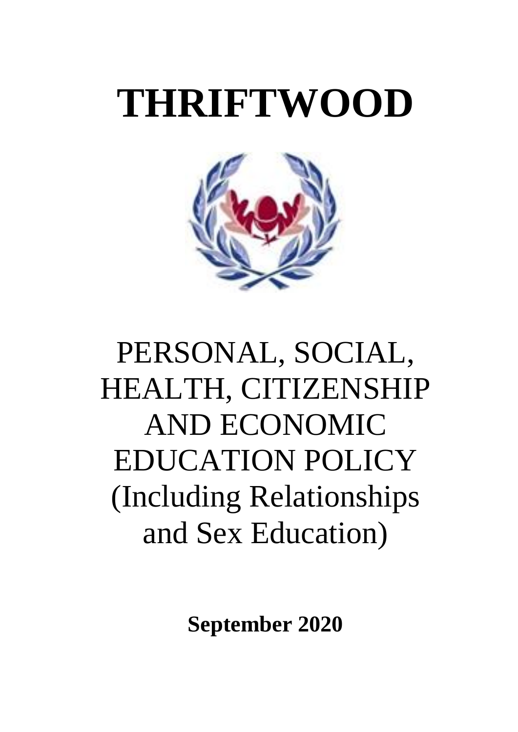# THRIFTWOOD

PERSONAL, SOCIAL, HEALTH, CITIZENSHIP AND ECONOMIC EDUCATION POLICY (Including Relationships and Sex Education)

**September 2020**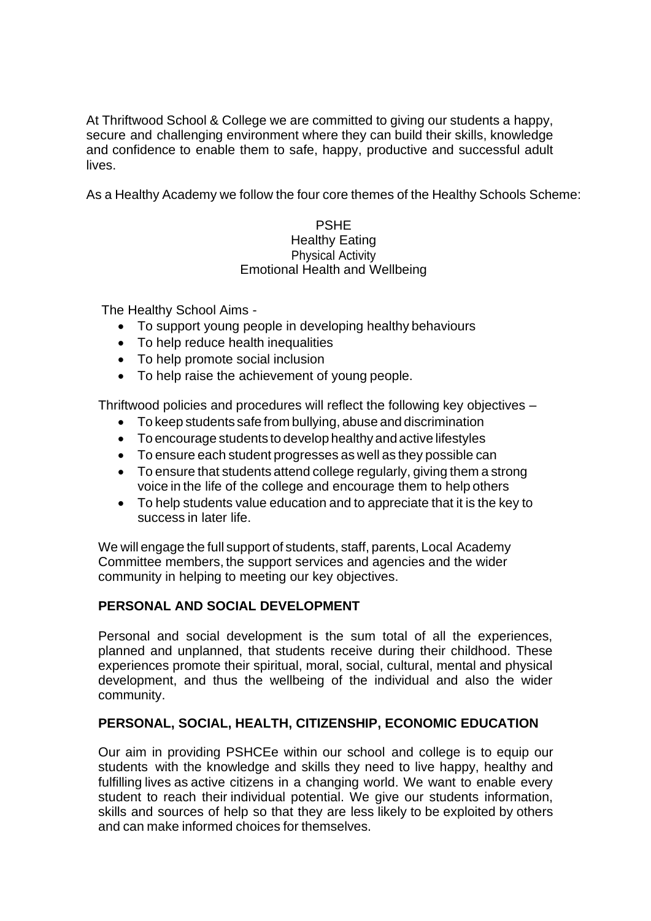At Thriftwood School & College we are committed to giving our students a happy, secure and challenging environment where they can build their skills, knowledge and confidence to enable them to safe, happy, productive and successful adult lives.

As a Healthy Academy we follow the four core themes of the Healthy Schools Scheme:

PSHE
Healthy Eating
Physical Activity
Emotional Health and Wellbeing

The Healthy School Aims -

- To support young people in developing healthy behaviours
- To help reduce health inequalities
- To help promote social inclusion
- To help raise the achievement of young people.

Thriftwood policies and procedures will reflect the following key objectives –

- To keep students safe from bullying, abuse and discrimination
- To encourage students to develop healthy and active lifestyles
- To ensure each student progresses as well as they possible can
- To ensure that students attend college regularly, giving them a strong voice in the life of the college and encourage them to help others
- To help students value education and to appreciate that it is the key to success in later life.

We will engage the full support of students, staff, parents, Local Academy Committee members, the support services and agencies and the wider community in helping to meeting our key objectives.

## PERSONAL AND SOCIAL DEVELOPMENT

Personal and social development is the sum total of all the experiences, planned and unplanned, that students receive during their childhood. These experiences promote their spiritual, moral, social, cultural, mental and physical development, and thus the wellbeing of the individual and also the wider community.

## PERSONAL, SOCIAL, HEALTH, CITIZENSHIP, ECONOMIC EDUCATION

Our aim in providing PSHCEe within our school and college is to equip our students with the knowledge and skills they need to live happy, healthy and fulfilling lives as active citizens in a changing world. We want to enable every student to reach their individual potential. We give our students information, skills and sources of help so that they are less likely to be exploited by others and can make informed choices for themselves.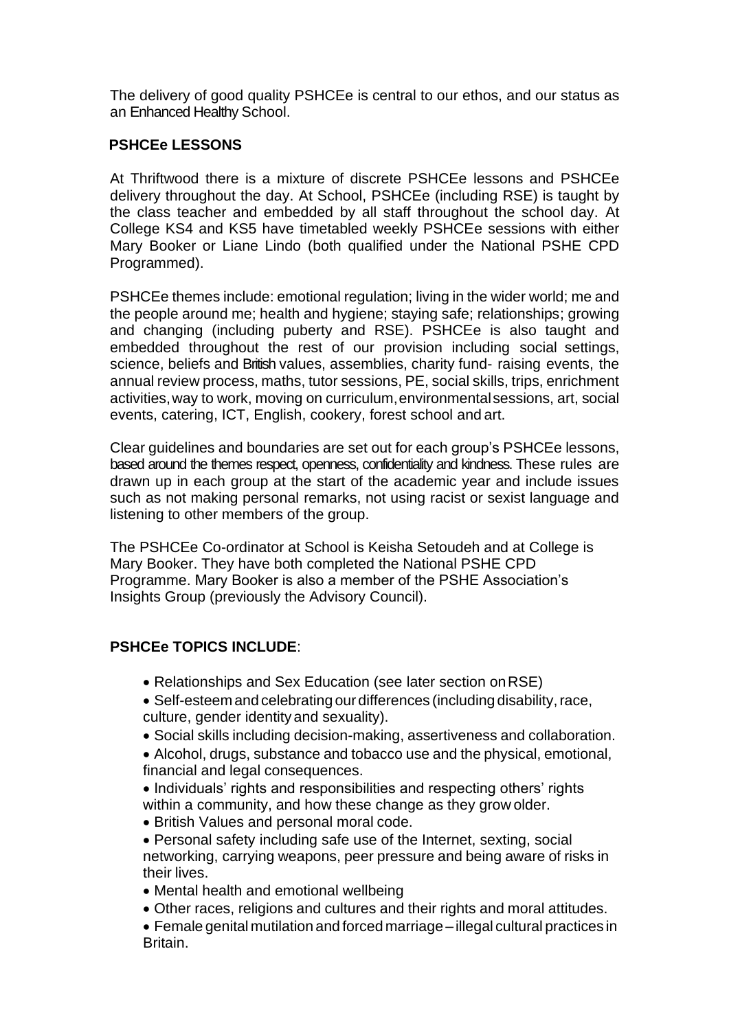The delivery of good quality PSHCEe is central to our ethos, and our status as an Enhanced Healthy School.

## PSHCEe LESSONS

At Thriftwood there is a mixture of discrete PSHCEe lessons and PSHCEe delivery throughout the day. At School, PSHCEe (including RSE) is taught by the class teacher and embedded by all staff throughout the school day. At College KS4 and KS5 have timetabled weekly PSHCEe sessions with either Mary Booker or Liane Lindo (both qualified under the National PSHE CPD Programmed).

PSHCEe themes include: emotional regulation; living in the wider world; me and the people around me; health and hygiene; staying safe; relationships; growing and changing (including puberty and RSE). PSHCEe is also taught and embedded throughout the rest of our provision including social settings, science, beliefs and British values, assemblies, charity fund- raising events, the annual review process, maths, tutor sessions, PE, social skills, trips, enrichment activities, way to work, moving on curriculum, environmental sessions, art, social events, catering, ICT, English, cookery, forest school and art.

Clear guidelines and boundaries are set out for each group's PSHCEe lessons, based around the themes respect, openness, confidentiality and kindness. These rules are drawn up in each group at the start of the academic year and include issues such as not making personal remarks, not using racist or sexist language and listening to other members of the group.

The PSHCEe Co-ordinator at School is Keisha Setoudeh and at College is Mary Booker. They have both completed the National PSHE CPD Programme. Mary Booker is also a member of the PSHE Association's Insights Group (previously the Advisory Council).

## PSHCEe TOPICS INCLUDE:

- Relationships and Sex Education (see later section on RSE)
- Self-esteem and celebrating our differences (including disability, race, culture, gender identity and sexuality).
- Social skills including decision-making, assertiveness and collaboration.
- Alcohol, drugs, substance and tobacco use and the physical, emotional, financial and legal consequences.
- Individuals' rights and responsibilities and respecting others' rights within a community, and how these change as they grow older.
- British Values and personal moral code.
- Personal safety including safe use of the Internet, sexting, social networking, carrying weapons, peer pressure and being aware of risks in their lives.
- Mental health and emotional wellbeing
- Other races, religions and cultures and their rights and moral attitudes.
- Female genital mutilation and forced marriage – illegal cultural practices in Britain.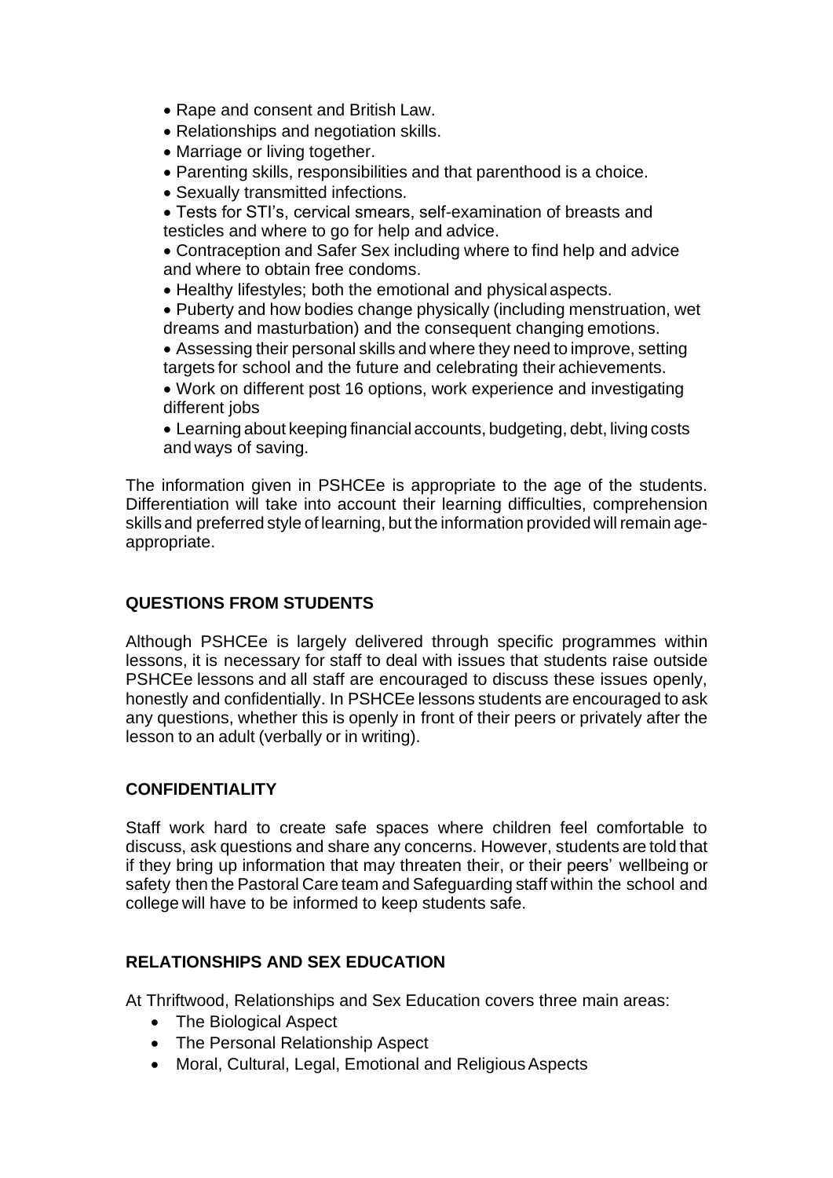- Rape and consent and British Law.
- Relationships and negotiation skills.
- Marriage or living together.
- Parenting skills, responsibilities and that parenthood is a choice.
- Sexually transmitted infections.
- Tests for STI's, cervical smears, self-examination of breasts and testicles and where to go for help and advice.
- Contraception and Safer Sex including where to find help and advice and where to obtain free condoms.
- Healthy lifestyles; both the emotional and physical aspects.
- Puberty and how bodies change physically (including menstruation, wet dreams and masturbation) and the consequent changing emotions.
- Assessing their personal skills and where they need to improve, setting targets for school and the future and celebrating their achievements.
- Work on different post 16 options, work experience and investigating different jobs
- Learning about keeping financial accounts, budgeting, debt, living costs and ways of saving.

The information given in PSHCEe is appropriate to the age of the students. Differentiation will take into account their learning difficulties, comprehension skills and preferred style of learning, but the information provided will remain age-appropriate.

## QUESTIONS FROM STUDENTS

Although PSHCEe is largely delivered through specific programmes within lessons, it is necessary for staff to deal with issues that students raise outside PSHCEe lessons and all staff are encouraged to discuss these issues openly, honestly and confidentially. In PSHCEe lessons students are encouraged to ask any questions, whether this is openly in front of their peers or privately after the lesson to an adult (verbally or in writing).

## CONFIDENTIALITY

Staff work hard to create safe spaces where children feel comfortable to discuss, ask questions and share any concerns. However, students are told that if they bring up information that may threaten their, or their peers' wellbeing or safety then the Pastoral Care team and Safeguarding staff within the school and college will have to be informed to keep students safe.

## RELATIONSHIPS AND SEX EDUCATION

At Thriftwood, Relationships and Sex Education covers three main areas:

- The Biological Aspect
- The Personal Relationship Aspect
- Moral, Cultural, Legal, Emotional and Religious Aspects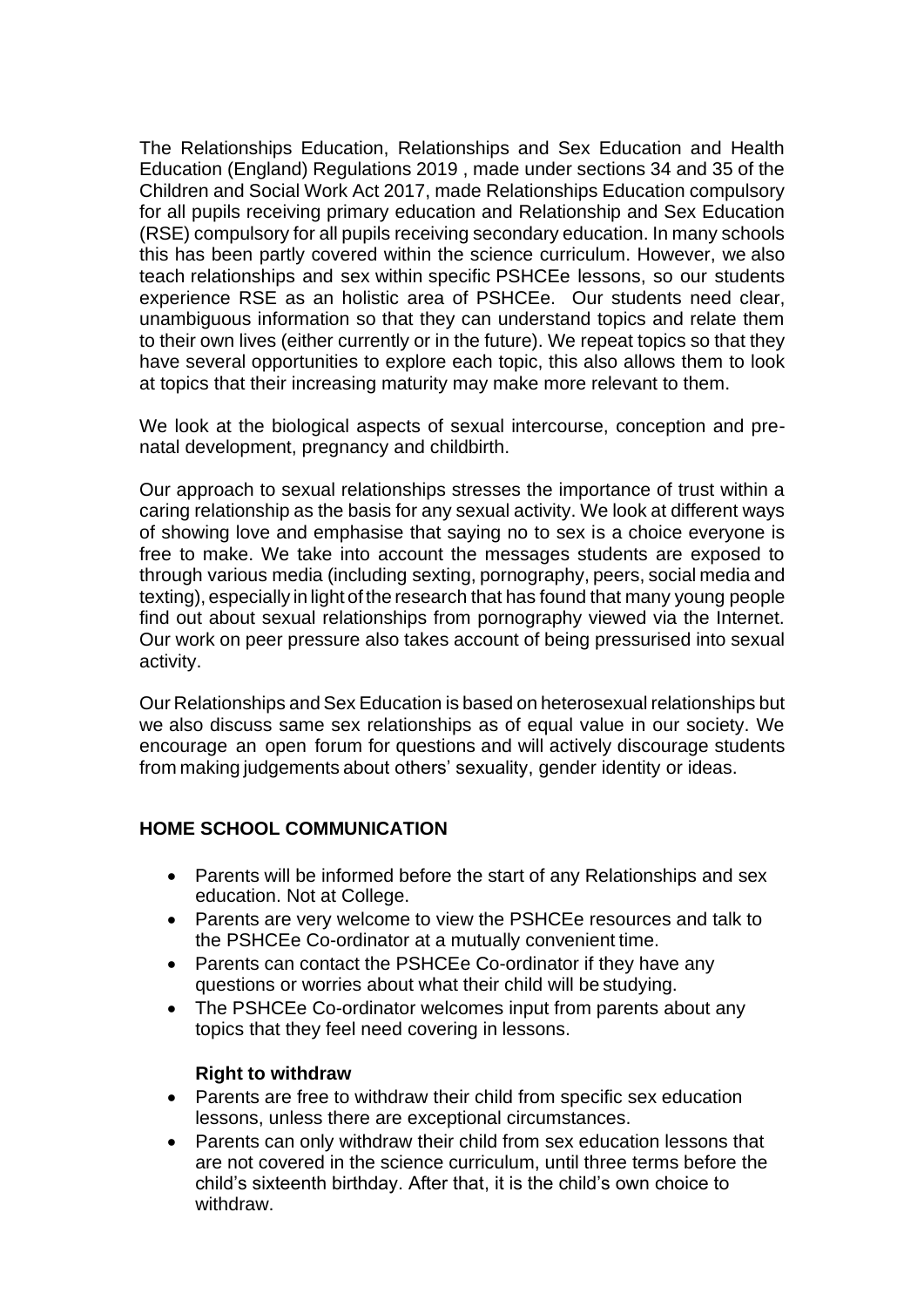The Relationships Education, Relationships and Sex Education and Health Education (England) Regulations 2019 , made under sections 34 and 35 of the Children and Social Work Act 2017, made Relationships Education compulsory for all pupils receiving primary education and Relationship and Sex Education (RSE) compulsory for all pupils receiving secondary education. In many schools this has been partly covered within the science curriculum. However, we also teach relationships and sex within specific PSHCEe lessons, so our students experience RSE as an holistic area of PSHCEe. Our students need clear, unambiguous information so that they can understand topics and relate them to their own lives (either currently or in the future). We repeat topics so that they have several opportunities to explore each topic, this also allows them to look at topics that their increasing maturity may make more relevant to them.

We look at the biological aspects of sexual intercourse, conception and pre-natal development, pregnancy and childbirth.

Our approach to sexual relationships stresses the importance of trust within a caring relationship as the basis for any sexual activity. We look at different ways of showing love and emphasise that saying no to sex is a choice everyone is free to make. We take into account the messages students are exposed to through various media (including sexting, pornography, peers, social media and texting), especially in light of the research that has found that many young people find out about sexual relationships from pornography viewed via the Internet. Our work on peer pressure also takes account of being pressurised into sexual activity.

Our Relationships and Sex Education is based on heterosexual relationships but we also discuss same sex relationships as of equal value in our society. We encourage an open forum for questions and will actively discourage students from making judgements about others' sexuality, gender identity or ideas.

**HOME SCHOOL COMMUNICATION**

- Parents will be informed before the start of any Relationships and sex education. Not at College.
- Parents are very welcome to view the PSHCEe resources and talk to the PSHCEe Co-ordinator at a mutually convenient time.
- Parents can contact the PSHCEe Co-ordinator if they have any questions or worries about what their child will be studying.
- The PSHCEe Co-ordinator welcomes input from parents about any topics that they feel need covering in lessons.

**Right to withdraw**

- Parents are free to withdraw their child from specific sex education lessons, unless there are exceptional circumstances.
- Parents can only withdraw their child from sex education lessons that are not covered in the science curriculum, until three terms before the child's sixteenth birthday. After that, it is the child's own choice to withdraw.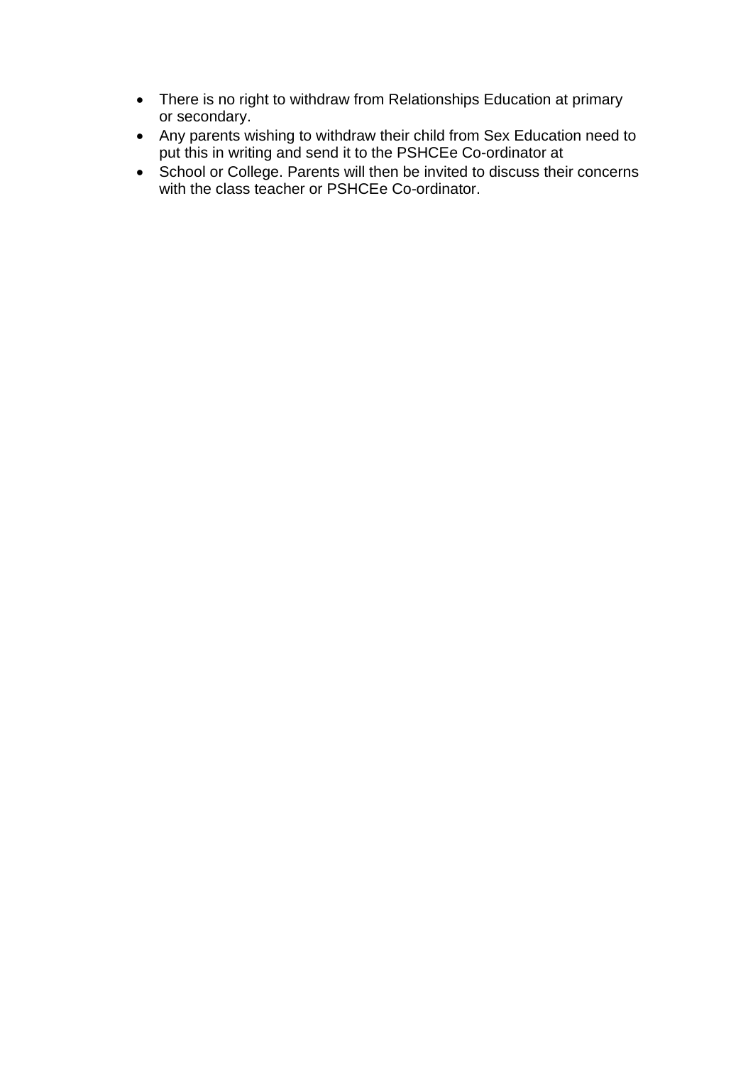- There is no right to withdraw from Relationships Education at primary or secondary.
- Any parents wishing to withdraw their child from Sex Education need to put this in writing and send it to the PSHCEe Co-ordinator at
- School or College. Parents will then be invited to discuss their concerns with the class teacher or PSHCEe Co-ordinator.